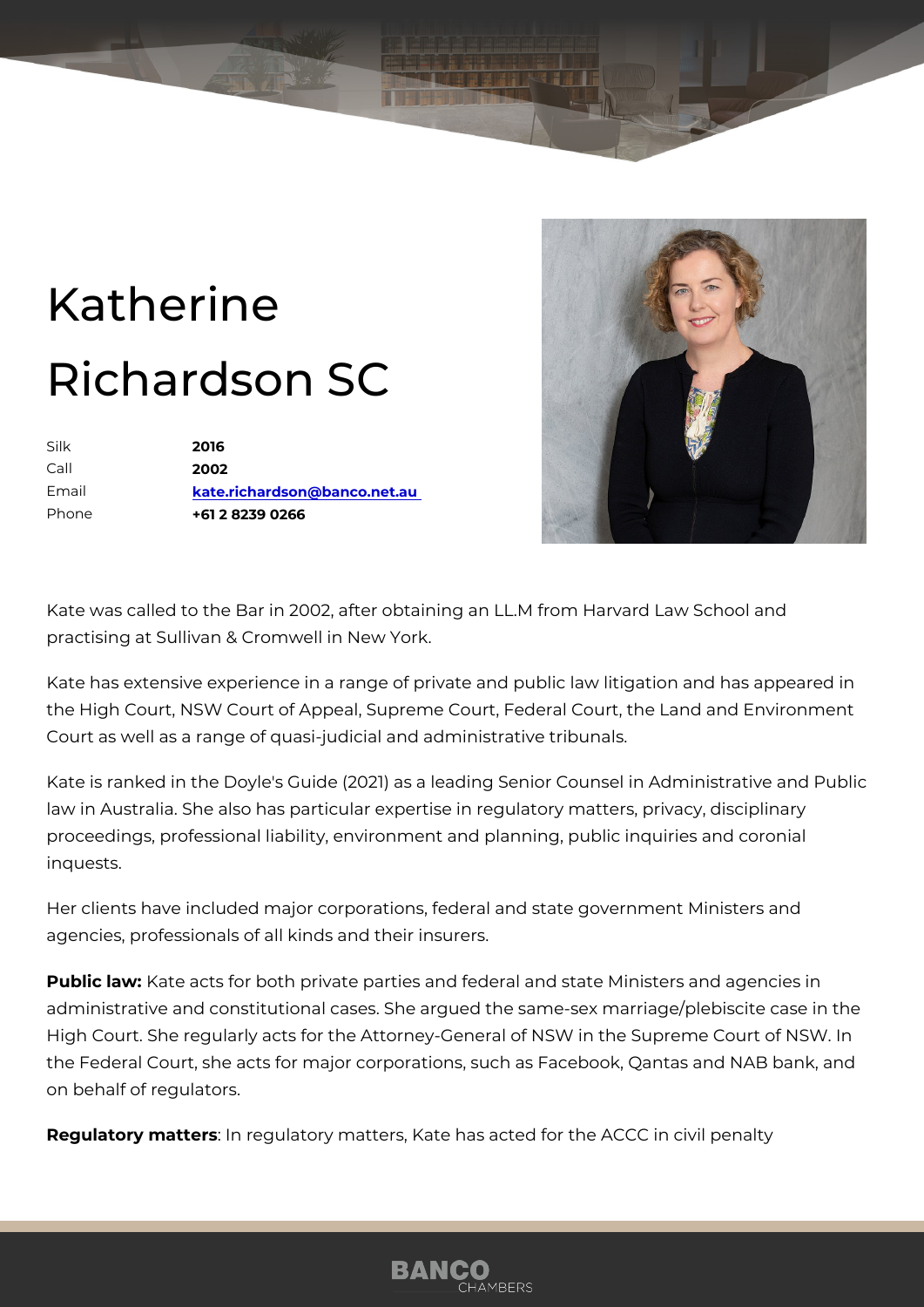# Katherine Richardson SC

| | |
|---|---|
| Silk | **2016** |
| Call | **2002** |
| Email | **kate.richardson@banco.net.au** |
| Phone | **+61 2 8239 0266** |

Kate was called to the Bar in 2002, after obtaining an LL.M from Harvard Law School and practising at Sullivan & Cromwell in New York.

Kate has extensive experience in a range of private and public law litigation and has appeared in the High Court, NSW Court of Appeal, Supreme Court, Federal Court, the Land and Environment Court as well as a range of quasi-judicial and administrative tribunals.

Kate is ranked in the Doyle's Guide (2021) as a leading Senior Counsel in Administrative and Public law in Australia. She also has particular expertise in regulatory matters, privacy, disciplinary proceedings, professional liability, environment and planning, public inquiries and coronial inquests.

Her clients have included major corporations, federal and state government Ministers and agencies, professionals of all kinds and their insurers.

**Public law:** Kate acts for both private parties and federal and state Ministers and agencies in administrative and constitutional cases. She argued the same-sex marriage/plebiscite case in the High Court. She regularly acts for the Attorney-General of NSW in the Supreme Court of NSW. In the Federal Court, she acts for major corporations, such as Facebook, Qantas and NAB bank, and on behalf of regulators.

**Regulatory matters**: In regulatory matters, Kate has acted for the ACCC in civil penalty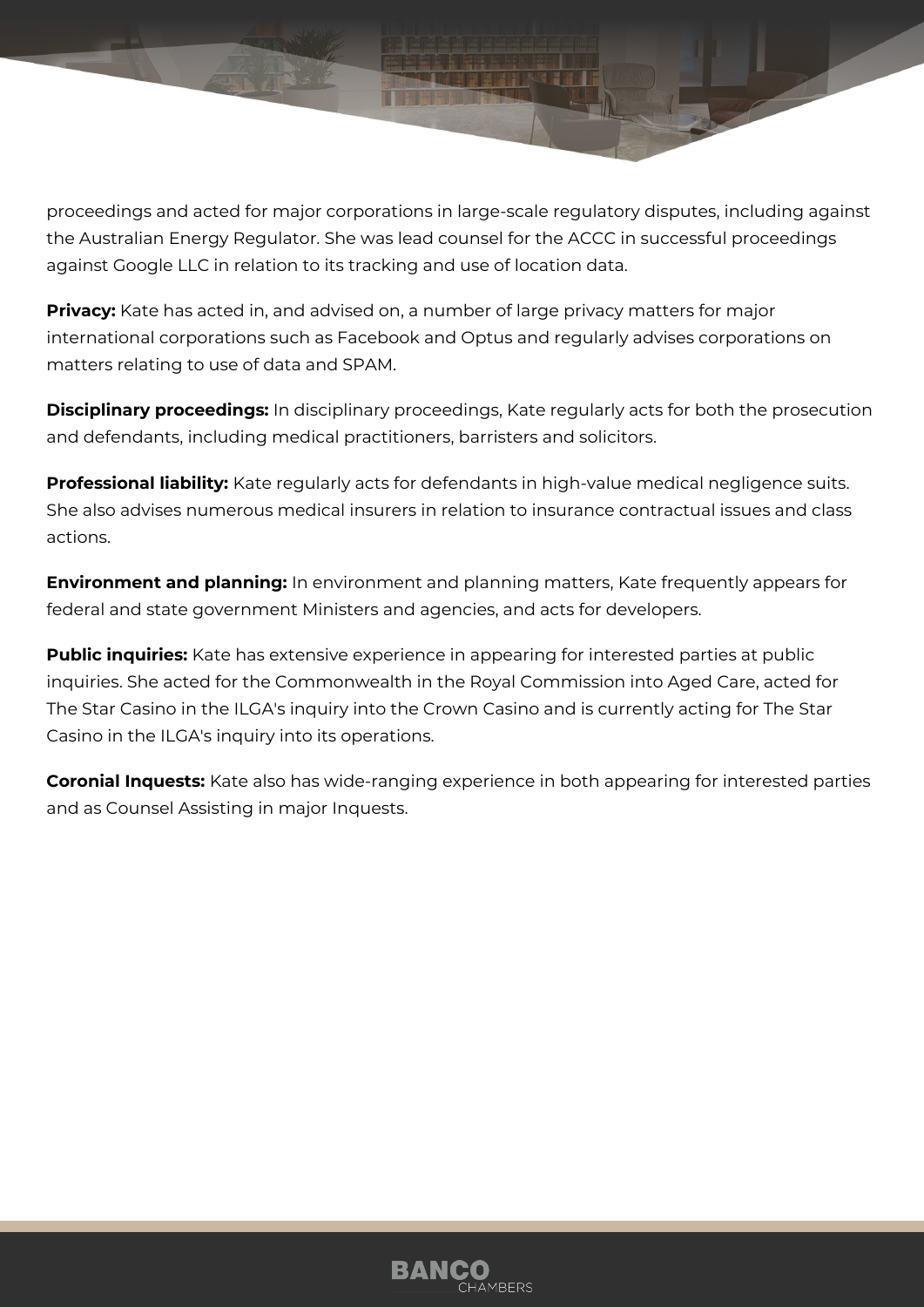proceedings and acted for major corporations in large-scale regulatory disputes, including against the Australian Energy Regulator. She was lead counsel for the ACCC in successful proceedings against Google LLC in relation to its tracking and use of location data.

**Privacy:** Kate has acted in, and advised on, a number of large privacy matters for major international corporations such as Facebook and Optus and regularly advises corporations on matters relating to use of data and SPAM.

**Disciplinary proceedings:** In disciplinary proceedings, Kate regularly acts for both the prosecution and defendants, including medical practitioners, barristers and solicitors.

**Professional liability:** Kate regularly acts for defendants in high-value medical negligence suits. She also advises numerous medical insurers in relation to insurance contractual issues and class actions.

**Environment and planning:** In environment and planning matters, Kate frequently appears for federal and state government Ministers and agencies, and acts for developers.

**Public inquiries:** Kate has extensive experience in appearing for interested parties at public inquiries. She acted for the Commonwealth in the Royal Commission into Aged Care, acted for The Star Casino in the ILGA's inquiry into the Crown Casino and is currently acting for The Star Casino in the ILGA's inquiry into its operations.

**Coronial Inquests:** Kate also has wide-ranging experience in both appearing for interested parties and as Counsel Assisting in major Inquests.